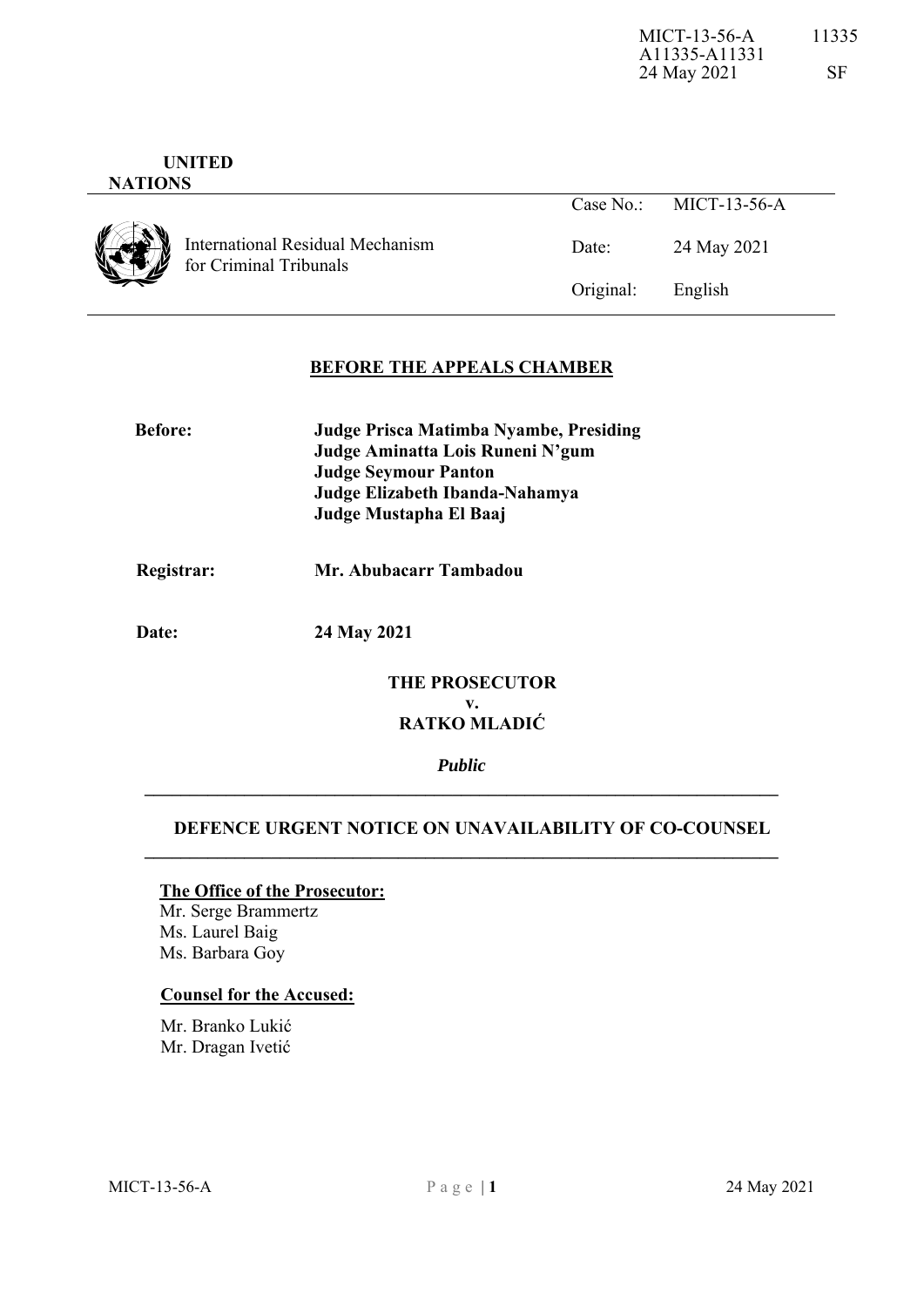MICT-13-56-A 11335
A11335-A11331
24 May 2021 SF

**UNITED NATIONS**

International Residual Mechanism for Criminal Tribunals

| | |
|---|---|
| Case No.: | MICT-13-56-A |
| Date: | 24 May 2021 |
| Original: | English |

## BEFORE THE APPEALS CHAMBER

**Before:**
**Judge Prisca Matimba Nyambe, Presiding**
**Judge Aminatta Lois Runeni N'gum**
**Judge Seymour Panton**
**Judge Elizabeth Ibanda-Nahamya**
**Judge Mustapha El Baaj**

**Registrar:** **Mr. Abubacarr Tambadou**

**Date:** **24 May 2021**

**THE PROSECUTOR**
**v.**
**RATKO MLADIĆ**

***Public***

## DEFENCE URGENT NOTICE ON UNAVAILABILITY OF CO-COUNSEL

**The Office of the Prosecutor:**
Mr. Serge Brammertz
Ms. Laurel Baig
Ms. Barbara Goy

**Counsel for the Accused:**
Mr. Branko Lukić
Mr. Dragan Ivetić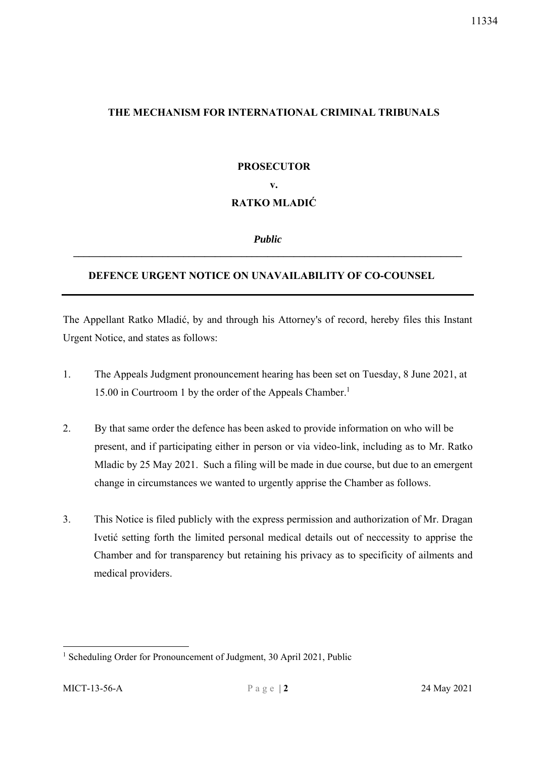**THE MECHANISM FOR INTERNATIONAL CRIMINAL TRIBUNALS**

**PROSECUTOR**

**v.**

**RATKO MLADIĆ**

***Public***

---

**DEFENCE URGENT NOTICE ON UNAVAILABILITY OF CO-COUNSEL**

---

The Appellant Ratko Mladić, by and through his Attorney's of record, hereby files this Instant Urgent Notice, and states as follows:

1. The Appeals Judgment pronouncement hearing has been set on Tuesday, 8 June 2021, at 15.00 in Courtroom 1 by the order of the Appeals Chamber.[1]

2. By that same order the defence has been asked to provide information on who will be present, and if participating either in person or via video-link, including as to Mr. Ratko Mladic by 25 May 2021. Such a filing will be made in due course, but due to an emergent change in circumstances we wanted to urgently apprise the Chamber as follows.

3. This Notice is filed publicly with the express permission and authorization of Mr. Dragan Ivetić setting forth the limited personal medical details out of neccessity to apprise the Chamber and for transparency but retaining his privacy as to specificity of ailments and medical providers.

---

[1] Scheduling Order for Pronouncement of Judgment, 30 April 2021, Public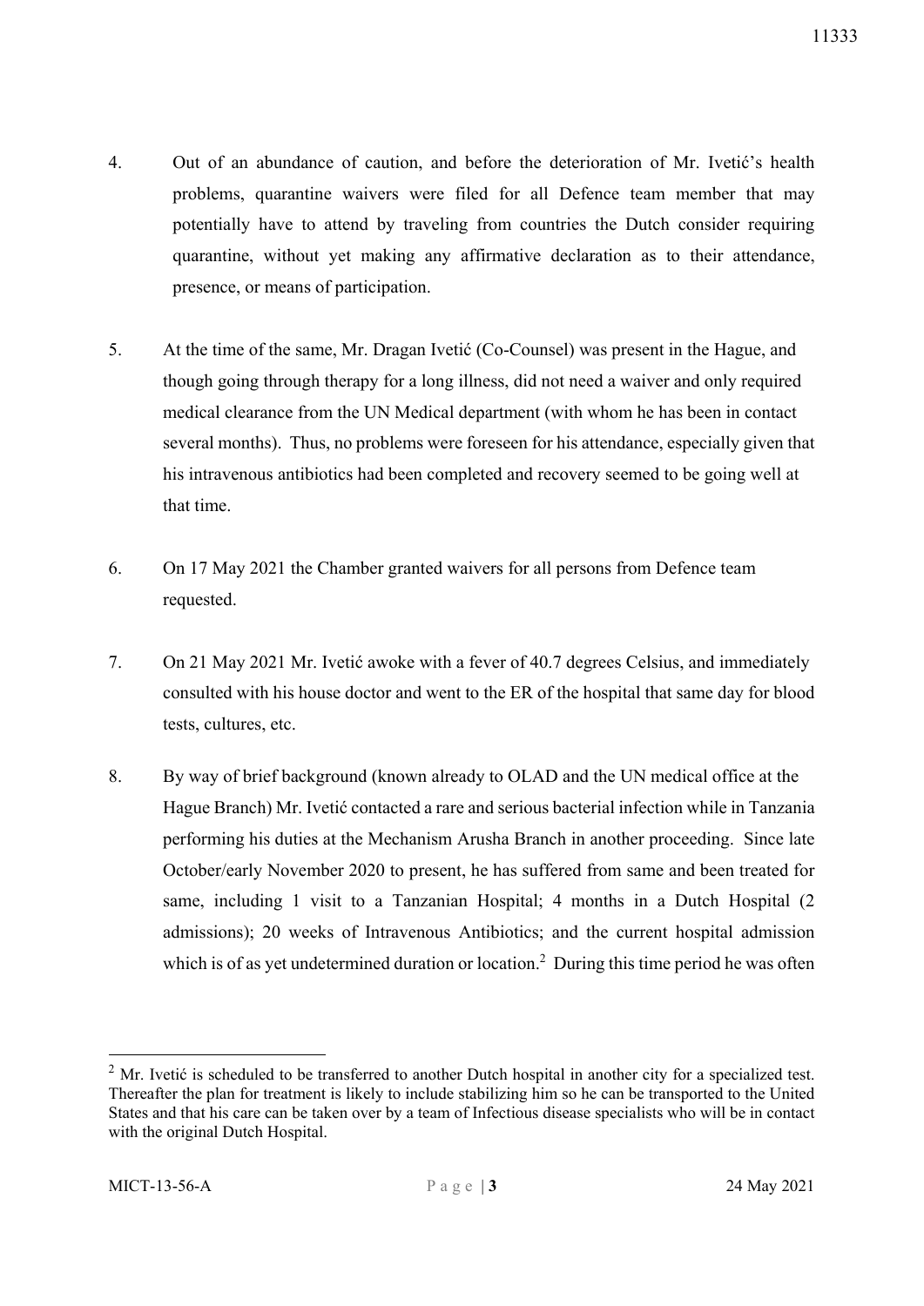4. Out of an abundance of caution, and before the deterioration of Mr. Ivetić's health problems, quarantine waivers were filed for all Defence team member that may potentially have to attend by traveling from countries the Dutch consider requiring quarantine, without yet making any affirmative declaration as to their attendance, presence, or means of participation.

5. At the time of the same, Mr. Dragan Ivetić (Co-Counsel) was present in the Hague, and though going through therapy for a long illness, did not need a waiver and only required medical clearance from the UN Medical department (with whom he has been in contact several months). Thus, no problems were foreseen for his attendance, especially given that his intravenous antibiotics had been completed and recovery seemed to be going well at that time.

6. On 17 May 2021 the Chamber granted waivers for all persons from Defence team requested.

7. On 21 May 2021 Mr. Ivetić awoke with a fever of 40.7 degrees Celsius, and immediately consulted with his house doctor and went to the ER of the hospital that same day for blood tests, cultures, etc.

8. By way of brief background (known already to OLAD and the UN medical office at the Hague Branch) Mr. Ivetić contacted a rare and serious bacterial infection while in Tanzania performing his duties at the Mechanism Arusha Branch in another proceeding. Since late October/early November 2020 to present, he has suffered from same and been treated for same, including 1 visit to a Tanzanian Hospital; 4 months in a Dutch Hospital (2 admissions); 20 weeks of Intravenous Antibiotics; and the current hospital admission which is of as yet undetermined duration or location.[2] During this time period he was often

[2] Mr. Ivetić is scheduled to be transferred to another Dutch hospital in another city for a specialized test. Thereafter the plan for treatment is likely to include stabilizing him so he can be transported to the United States and that his care can be taken over by a team of Infectious disease specialists who will be in contact with the original Dutch Hospital.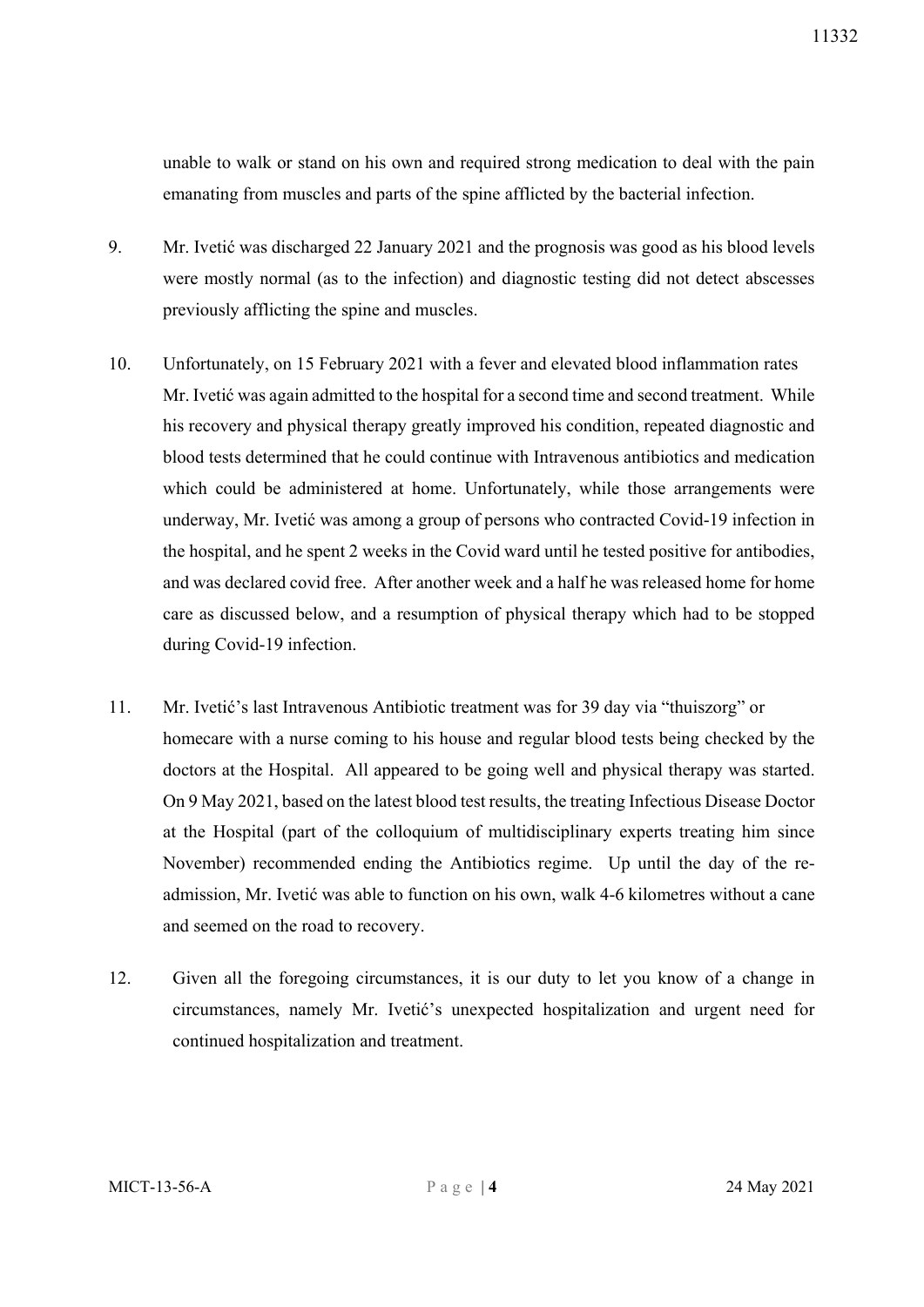unable to walk or stand on his own and required strong medication to deal with the pain emanating from muscles and parts of the spine afflicted by the bacterial infection.

9. Mr. Ivetić was discharged 22 January 2021 and the prognosis was good as his blood levels were mostly normal (as to the infection) and diagnostic testing did not detect abscesses previously afflicting the spine and muscles.

10. Unfortunately, on 15 February 2021 with a fever and elevated blood inflammation rates Mr. Ivetić was again admitted to the hospital for a second time and second treatment. While his recovery and physical therapy greatly improved his condition, repeated diagnostic and blood tests determined that he could continue with Intravenous antibiotics and medication which could be administered at home. Unfortunately, while those arrangements were underway, Mr. Ivetić was among a group of persons who contracted Covid-19 infection in the hospital, and he spent 2 weeks in the Covid ward until he tested positive for antibodies, and was declared covid free. After another week and a half he was released home for home care as discussed below, and a resumption of physical therapy which had to be stopped during Covid-19 infection.

11. Mr. Ivetić's last Intravenous Antibiotic treatment was for 39 day via "thuiszorg" or homecare with a nurse coming to his house and regular blood tests being checked by the doctors at the Hospital. All appeared to be going well and physical therapy was started. On 9 May 2021, based on the latest blood test results, the treating Infectious Disease Doctor at the Hospital (part of the colloquium of multidisciplinary experts treating him since November) recommended ending the Antibiotics regime. Up until the day of the re-admission, Mr. Ivetić was able to function on his own, walk 4-6 kilometres without a cane and seemed on the road to recovery.

12. Given all the foregoing circumstances, it is our duty to let you know of a change in circumstances, namely Mr. Ivetić's unexpected hospitalization and urgent need for continued hospitalization and treatment.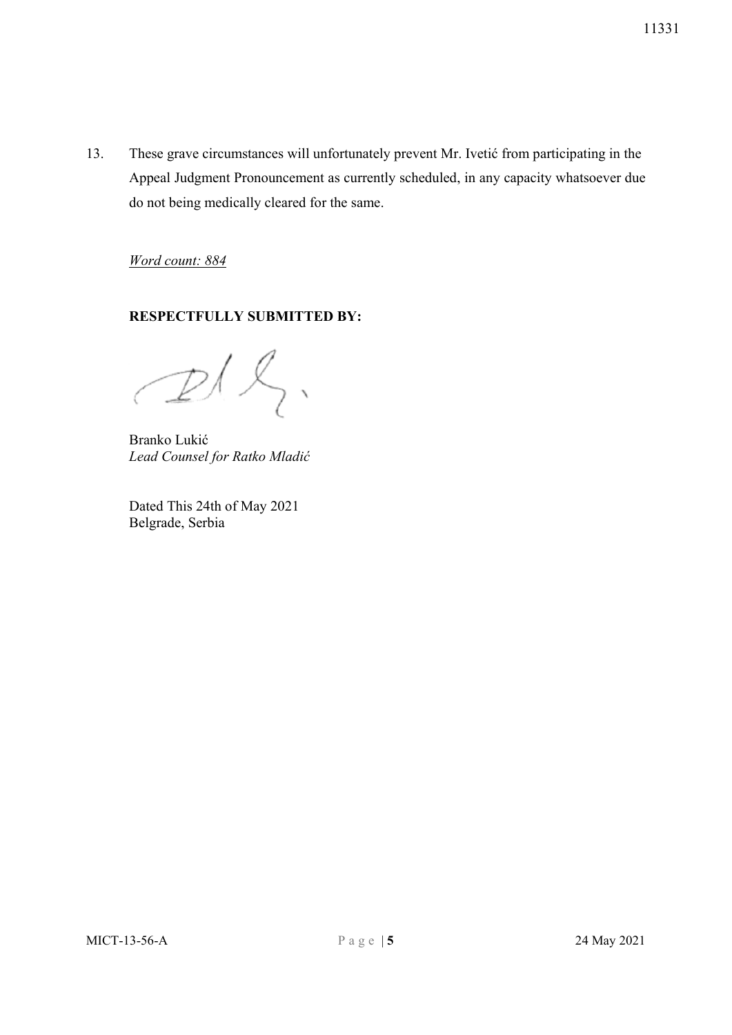13. These grave circumstances will unfortunately prevent Mr. Ivetić from participating in the Appeal Judgment Pronouncement as currently scheduled, in any capacity whatsoever due do not being medically cleared for the same.

*Word count: 884*

**RESPECTFULLY SUBMITTED BY:**

Branko Lukić
*Lead Counsel for Ratko Mladić*

Dated This 24th of May 2021
Belgrade, Serbia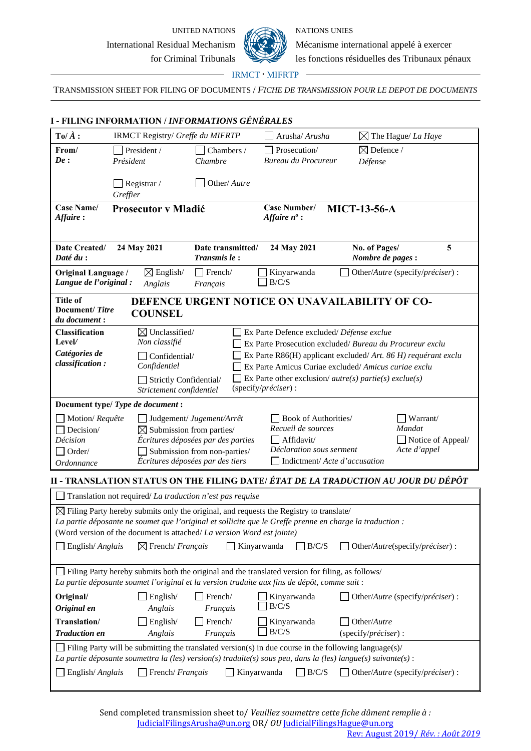UNITED NATIONS
International Residual Mechanism
for Criminal Tribunals

NATIONS UNIES
Mécanisme international appelé à exercer
les fonctions résiduelles des Tribunaux pénaux

IRMCT · MIFRTP

TRANSMISSION SHEET FOR FILING OF DOCUMENTS / *FICHE DE TRANSMISSION POUR LE DEPOT DE DOCUMENTS*

## I - FILING INFORMATION / *INFORMATIONS GÉNÉRALES*

| | | | | |
|---|---|---|---|---|
| **To/ *À* :** | IRMCT Registry/ *Greffe du MIFRTP* | | ☐ Arusha/ *Arusha* | ☒ The Hague/ *La Haye* |
| **From/ *De* :** | ☐ President / *Président* ☐ Registrar / *Greffier* | ☐ Chambers / *Chambre* ☐ Other/ *Autre* | ☐ Prosecution/ *Bureau du Procureur* | ☒ Defence / *Défense* |
| **Case Name/ *Affaire* :** | **Prosecutor v Mladić** | | **Case Number/ *Affaire nº* :** | **MICT-13-56-A** |
| **Date Created/ *Daté du* :** | **24 May 2021** | **Date transmitted/ *Transmis le* :** | **24 May 2021** | **No. of Pages/ *Nombre de pages* :** 5 |
| **Original Language / *Langue de l'original* :** | ☒ English/ *Anglais* | ☐ French/ *Français* | ☐ Kinyarwanda ☐ B/C/S | ☐ Other/*Autre* (specify/*préciser*) : |
| **Title of Document/ *Titre du document* :** | **DEFENCE URGENT NOTICE ON UNAVAILABILITY OF CO-COUNSEL** | | | |
| **Classification Level/ *Catégories de classification* :** | ☒ Unclassified/ *Non classifié* ☐ Confidential/ *Confidentiel* ☐ Strictly Confidential/ *Strictement confidentiel* | ☐ Ex Parte Defence excluded/ *Défense exclue* ☐ Ex Parte Prosecution excluded/ *Bureau du Procureur exclu* ☐ Ex Parte R86(H) applicant excluded/ *Art. 86 H) requérant exclu* ☐ Ex Parte Amicus Curiae excluded/ *Amicus curiae exclu* ☐ Ex Parte other exclusion/ *autre(s) partie(s) exclue(s)* (specify/*préciser*) : | | | |
| **Document type/ *Type de document* :** | | | | |
| ☐ Motion/ *Requête* ☐ Decision/ *Décision* ☐ Order/ *Ordonnance* | ☐ Judgement/ *Jugement/Arrêt* ☒ Submission from parties/ *Écritures déposées par des parties* ☐ Submission from non-parties/ *Écritures déposées par des tiers* | ☐ Book of Authorities/ *Recueil de sources* ☐ Affidavit/ *Déclaration sous serment* ☐ Indictment/ *Acte d'accusation* | ☐ Warrant/ *Mandat* ☐ Notice of Appeal/ *Acte d'appel* | |

## II - TRANSLATION STATUS ON THE FILING DATE/ *ÉTAT DE LA TRADUCTION AU JOUR DU DÉPÔT*

☐ Translation not required/ *La traduction n'est pas requise*

☒ Filing Party hereby submits only the original, and requests the Registry to translate/
*La partie déposante ne soumet que l'original et sollicite que le Greffe prenne en charge la traduction :*
(Word version of the document is attached/ *La version Word est jointe)*

☐ English/ *Anglais* ☒ French/ *Français* ☐ Kinyarwanda ☐ B/C/S ☐ Other/*Autre*(specify/*préciser*) :

☐ Filing Party hereby submits both the original and the translated version for filing, as follows/
*La partie déposante soumet l'original et la version traduite aux fins de dépôt, comme suit :*

| | | | | |
|---|---|---|---|---|
| **Original/ *Original en*** | ☐ English/ *Anglais* | ☐ French/ *Français* | ☐ Kinyarwanda ☐ B/C/S | ☐ Other/*Autre* (specify/*préciser*) : |
| **Translation/ *Traduction en*** | ☐ English/ *Anglais* | ☐ French/ *Français* | ☐ Kinyarwanda ☐ B/C/S | ☐ Other/*Autre* (specify/*préciser*) : |

☐ Filing Party will be submitting the translated version(s) in due course in the following language(s)/
*La partie déposante soumettra la (les) version(s) traduite(s) sous peu, dans la (les) langue(s) suivante(s) :*

☐ English/ *Anglais* ☐ French/ *Français* ☐ Kinyarwanda ☐ B/C/S ☐ Other/*Autre* (specify/*préciser*) :

Send completed transmission sheet to/ *Veuillez soumettre cette fiche dûment remplie à :*
JudicialFilingsArusha@un.org OR/ *OU* JudicialFilingsHague@un.org

Rev: August 2019/ *Rév. : Août 2019*